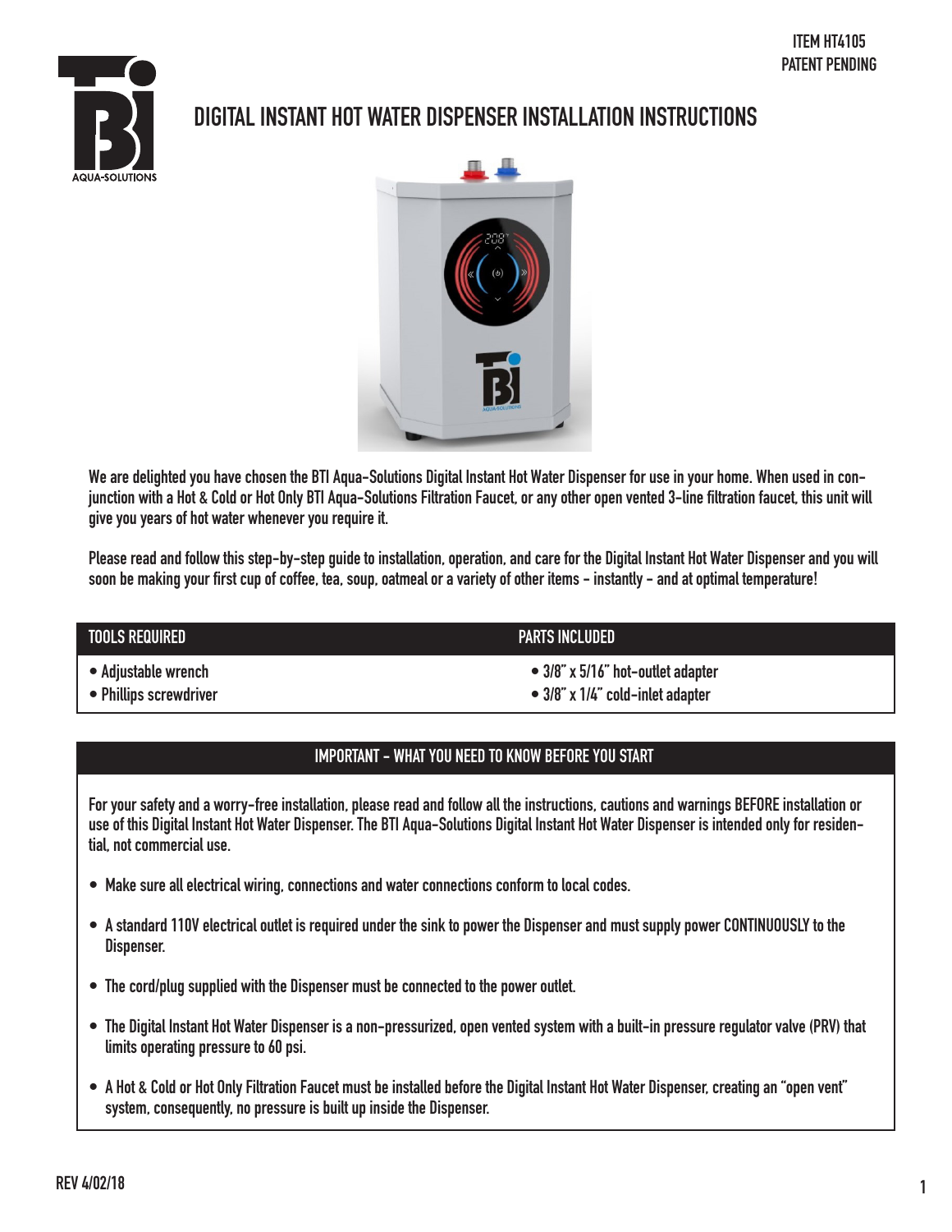ITEM HT4105
PATENT PENDING

# DIGITAL INSTANT HOT WATER DISPENSER INSTALLATION INSTRUCTIONS

We are delighted you have chosen the BTI Aqua-Solutions Digital Instant Hot Water Dispenser for use in your home. When used in conjunction with a Hot & Cold or Hot Only BTI Aqua-Solutions Filtration Faucet, or any other open vented 3-line filtration faucet, this unit will give you years of hot water whenever you require it.

Please read and follow this step-by-step guide to installation, operation, and care for the Digital Instant Hot Water Dispenser and you will soon be making your first cup of coffee, tea, soup, oatmeal or a variety of other items - instantly - and at optimal temperature!

| TOOLS REQUIRED | PARTS INCLUDED |
| --- | --- |
| • Adjustable wrench | • 3/8" x 5/16" hot-outlet adapter |
| • Phillips screwdriver | • 3/8" x 1/4" cold-inlet adapter |

## IMPORTANT - WHAT YOU NEED TO KNOW BEFORE YOU START

For your safety and a worry-free installation, please read and follow all the instructions, cautions and warnings BEFORE installation or use of this Digital Instant Hot Water Dispenser. The BTI Aqua-Solutions Digital Instant Hot Water Dispenser is intended only for residential, not commercial use.

- Make sure all electrical wiring, connections and water connections conform to local codes.
- A standard 110V electrical outlet is required under the sink to power the Dispenser and must supply power CONTINUOUSLY to the Dispenser.
- The cord/plug supplied with the Dispenser must be connected to the power outlet.
- The Digital Instant Hot Water Dispenser is a non-pressurized, open vented system with a built-in pressure regulator valve (PRV) that limits operating pressure to 60 psi.
- A Hot & Cold or Hot Only Filtration Faucet must be installed before the Digital Instant Hot Water Dispenser, creating an "open vent" system, consequently, no pressure is built up inside the Dispenser.

REV 4/02/18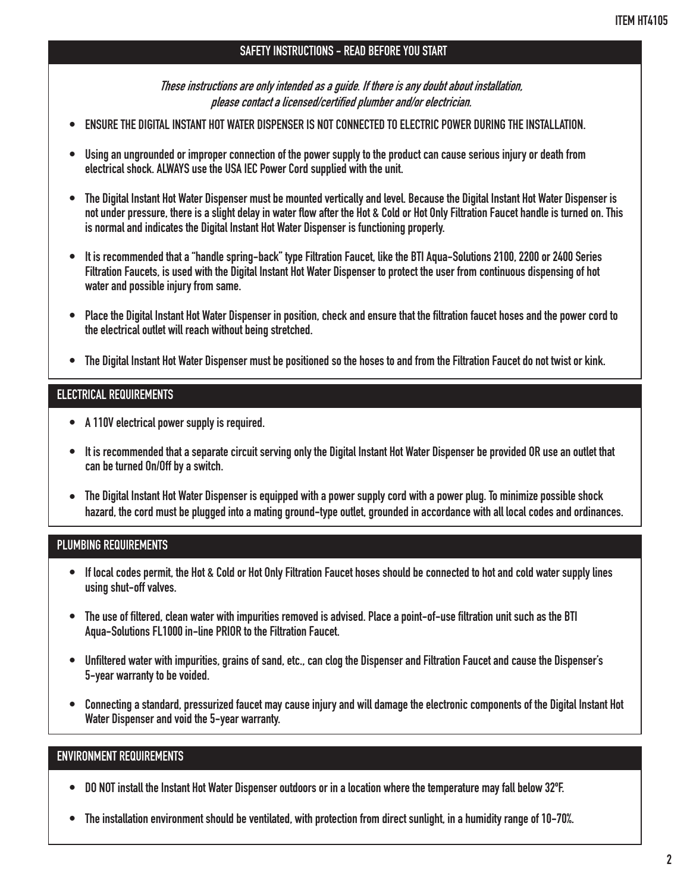## SAFETY INSTRUCTIONS - READ BEFORE YOU START

*These instructions are only intended as a guide. If there is any doubt about installation, please contact a licensed/certified plumber and/or electrician.*

- ENSURE THE DIGITAL INSTANT HOT WATER DISPENSER IS NOT CONNECTED TO ELECTRIC POWER DURING THE INSTALLATION.
- Using an ungrounded or improper connection of the power supply to the product can cause serious injury or death from electrical shock. ALWAYS use the USA IEC Power Cord supplied with the unit.
- The Digital Instant Hot Water Dispenser must be mounted vertically and level. Because the Digital Instant Hot Water Dispenser is not under pressure, there is a slight delay in water flow after the Hot & Cold or Hot Only Filtration Faucet handle is turned on. This is normal and indicates the Digital Instant Hot Water Dispenser is functioning properly.
- It is recommended that a "handle spring-back" type Filtration Faucet, like the BTI Aqua-Solutions 2100, 2200 or 2400 Series Filtration Faucets, is used with the Digital Instant Hot Water Dispenser to protect the user from continuous dispensing of hot water and possible injury from same.
- Place the Digital Instant Hot Water Dispenser in position, check and ensure that the filtration faucet hoses and the power cord to the electrical outlet will reach without being stretched.
- The Digital Instant Hot Water Dispenser must be positioned so the hoses to and from the Filtration Faucet do not twist or kink.

## ELECTRICAL REQUIREMENTS

- A 110V electrical power supply is required.
- It is recommended that a separate circuit serving only the Digital Instant Hot Water Dispenser be provided OR use an outlet that can be turned On/Off by a switch.
- The Digital Instant Hot Water Dispenser is equipped with a power supply cord with a power plug. To minimize possible shock hazard, the cord must be plugged into a mating ground-type outlet, grounded in accordance with all local codes and ordinances.

## PLUMBING REQUIREMENTS

- If local codes permit, the Hot & Cold or Hot Only Filtration Faucet hoses should be connected to hot and cold water supply lines using shut-off valves.
- The use of filtered, clean water with impurities removed is advised. Place a point-of-use filtration unit such as the BTI Aqua-Solutions FL1000 in-line PRIOR to the Filtration Faucet.
- Unfiltered water with impurities, grains of sand, etc., can clog the Dispenser and Filtration Faucet and cause the Dispenser's 5-year warranty to be voided.
- Connecting a standard, pressurized faucet may cause injury and will damage the electronic components of the Digital Instant Hot Water Dispenser and void the 5-year warranty.

## ENVIRONMENT REQUIREMENTS

- DO NOT install the Instant Hot Water Dispenser outdoors or in a location where the temperature may fall below 32ºF.
- The installation environment should be ventilated, with protection from direct sunlight, in a humidity range of 10-70%.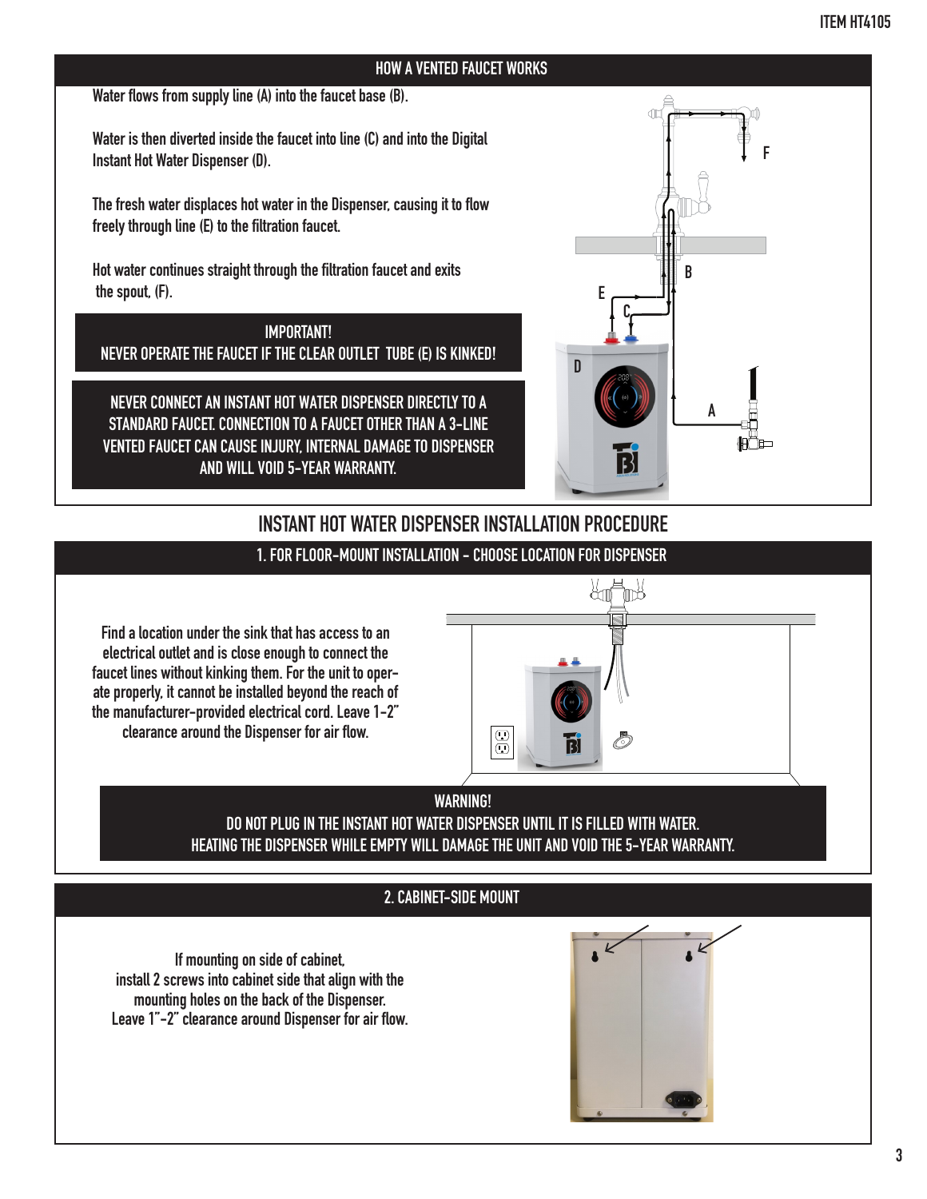## HOW A VENTED FAUCET WORKS

Water flows from supply line (A) into the faucet base (B).

Water is then diverted inside the faucet into line (C) and into the Digital Instant Hot Water Dispenser (D).

The fresh water displaces hot water in the Dispenser, causing it to flow freely through line (E) to the filtration faucet.

Hot water continues straight through the filtration faucet and exits the spout, (F).

**IMPORTANT!**
**NEVER OPERATE THE FAUCET IF THE CLEAR OUTLET TUBE (E) IS KINKED!**

**NEVER CONNECT AN INSTANT HOT WATER DISPENSER DIRECTLY TO A STANDARD FAUCET. CONNECTION TO A FAUCET OTHER THAN A 3-LINE VENTED FAUCET CAN CAUSE INJURY, INTERNAL DAMAGE TO DISPENSER AND WILL VOID 5-YEAR WARRANTY.**

# INSTANT HOT WATER DISPENSER INSTALLATION PROCEDURE

## 1. FOR FLOOR-MOUNT INSTALLATION - CHOOSE LOCATION FOR DISPENSER

Find a location under the sink that has access to an electrical outlet and is close enough to connect the faucet lines without kinking them. For the unit to operate properly, it cannot be installed beyond the reach of the manufacturer-provided electrical cord. Leave 1-2" clearance around the Dispenser for air flow.

**WARNING!**
**DO NOT PLUG IN THE INSTANT HOT WATER DISPENSER UNTIL IT IS FILLED WITH WATER.**
**HEATING THE DISPENSER WHILE EMPTY WILL DAMAGE THE UNIT AND VOID THE 5-YEAR WARRANTY.**

## 2. CABINET-SIDE MOUNT

If mounting on side of cabinet, install 2 screws into cabinet side that align with the mounting holes on the back of the Dispenser. Leave 1"-2" clearance around Dispenser for air flow.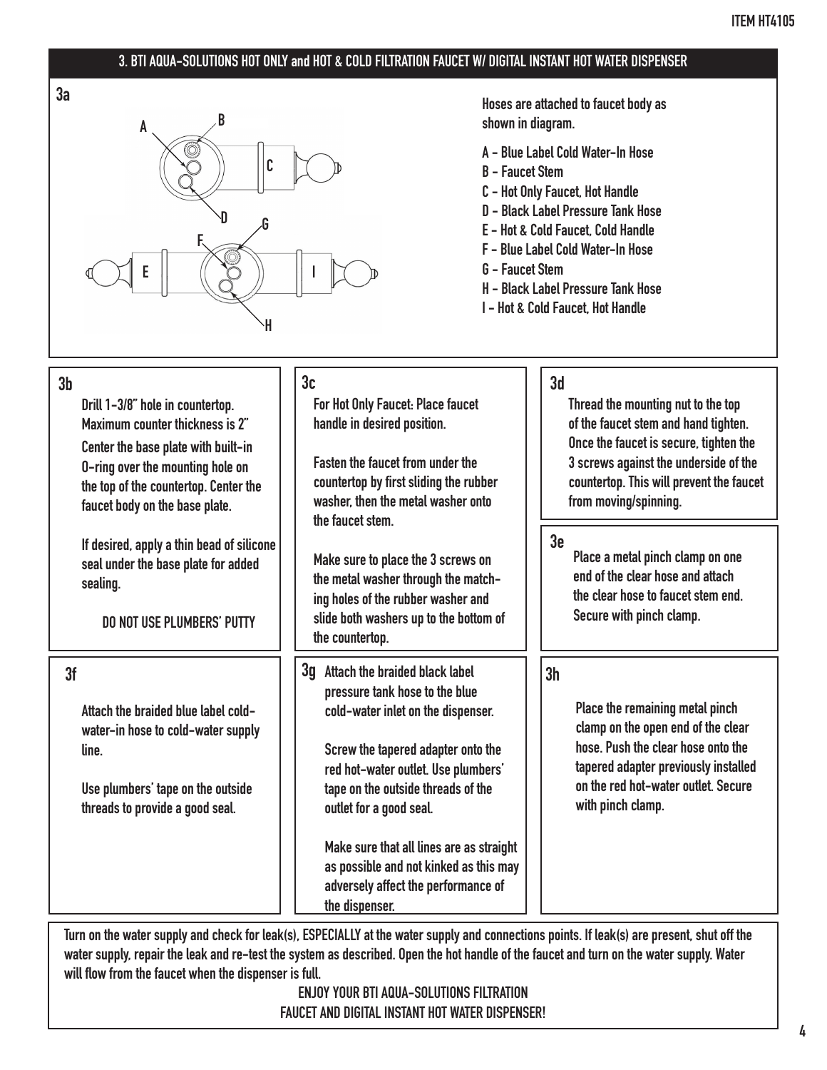## 3. BTI AQUA-SOLUTIONS HOT ONLY and HOT & COLD FILTRATION FAUCET W/ DIGITAL INSTANT HOT WATER DISPENSER

### 3a

Hoses are attached to faucet body as shown in diagram.

- A - Blue Label Cold Water-In Hose
- B - Faucet Stem
- C - Hot Only Faucet, Hot Handle
- D - Black Label Pressure Tank Hose
- E - Hot & Cold Faucet, Cold Handle
- F - Blue Label Cold Water-In Hose
- G - Faucet Stem
- H - Black Label Pressure Tank Hose
- I - Hot & Cold Faucet, Hot Handle

### 3b

Drill 1-3/8" hole in countertop. Maximum counter thickness is 2"

Center the base plate with built-in O-ring over the mounting hole on the top of the countertop. Center the faucet body on the base plate.

If desired, apply a thin bead of silicone seal under the base plate for added sealing.

DO NOT USE PLUMBERS' PUTTY

### 3c

For Hot Only Faucet: Place faucet handle in desired position.

Fasten the faucet from under the countertop by first sliding the rubber washer, then the metal washer onto the faucet stem.

Make sure to place the 3 screws on the metal washer through the matching holes of the rubber washer and slide both washers up to the bottom of the countertop.

### 3d

Thread the mounting nut to the top of the faucet stem and hand tighten. Once the faucet is secure, tighten the 3 screws against the underside of the countertop. This will prevent the faucet from moving/spinning.

### 3e

Place a metal pinch clamp on one end of the clear hose and attach the clear hose to faucet stem end. Secure with pinch clamp.

### 3f

Attach the braided blue label cold-water-in hose to cold-water supply line.

Use plumbers' tape on the outside threads to provide a good seal.

### 3g

Attach the braided black label pressure tank hose to the blue cold-water inlet on the dispenser.

Screw the tapered adapter onto the red hot-water outlet. Use plumbers' tape on the outside threads of the outlet for a good seal.

Make sure that all lines are as straight as possible and not kinked as this may adversely affect the performance of the dispenser.

### 3h

Place the remaining metal pinch clamp on the open end of the clear hose. Push the clear hose onto the tapered adapter previously installed on the red hot-water outlet. Secure with pinch clamp.

Turn on the water supply and check for leak(s), ESPECIALLY at the water supply and connections points. If leak(s) are present, shut off the water supply, repair the leak and re-test the system as described. Open the hot handle of the faucet and turn on the water supply. Water will flow from the faucet when the dispenser is full.

ENJOY YOUR BTI AQUA-SOLUTIONS FILTRATION FAUCET AND DIGITAL INSTANT HOT WATER DISPENSER!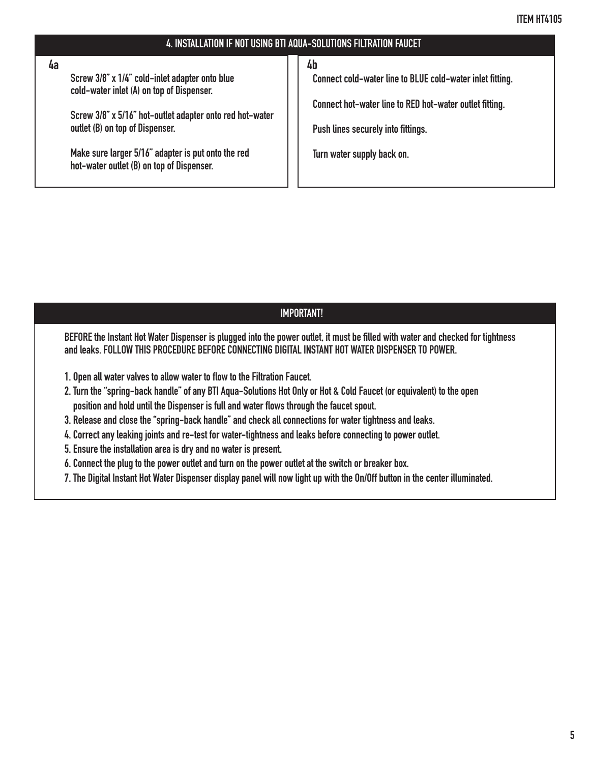## 4. INSTALLATION IF NOT USING BTI AQUA-SOLUTIONS FILTRATION FAUCET

### 4a

Screw 3/8" x 1/4" cold-inlet adapter onto blue cold-water inlet (A) on top of Dispenser.

Screw 3/8" x 5/16" hot-outlet adapter onto red hot-water outlet (B) on top of Dispenser.

Make sure larger 5/16" adapter is put onto the red hot-water outlet (B) on top of Dispenser.

### 4b

Connect cold-water line to BLUE cold-water inlet fitting.

Connect hot-water line to RED hot-water outlet fitting.

Push lines securely into fittings.

Turn water supply back on.

## IMPORTANT!

BEFORE the Instant Hot Water Dispenser is plugged into the power outlet, it must be filled with water and checked for tightness and leaks. FOLLOW THIS PROCEDURE BEFORE CONNECTING DIGITAL INSTANT HOT WATER DISPENSER TO POWER.

1. Open all water valves to allow water to flow to the Filtration Faucet.
2. Turn the "spring-back handle" of any BTI Aqua-Solutions Hot Only or Hot & Cold Faucet (or equivalent) to the open position and hold until the Dispenser is full and water flows through the faucet spout.
3. Release and close the "spring-back handle" and check all connections for water tightness and leaks.
4. Correct any leaking joints and re-test for water-tightness and leaks before connecting to power outlet.
5. Ensure the installation area is dry and no water is present.
6. Connect the plug to the power outlet and turn on the power outlet at the switch or breaker box.
7. The Digital Instant Hot Water Dispenser display panel will now light up with the On/Off button in the center illuminated.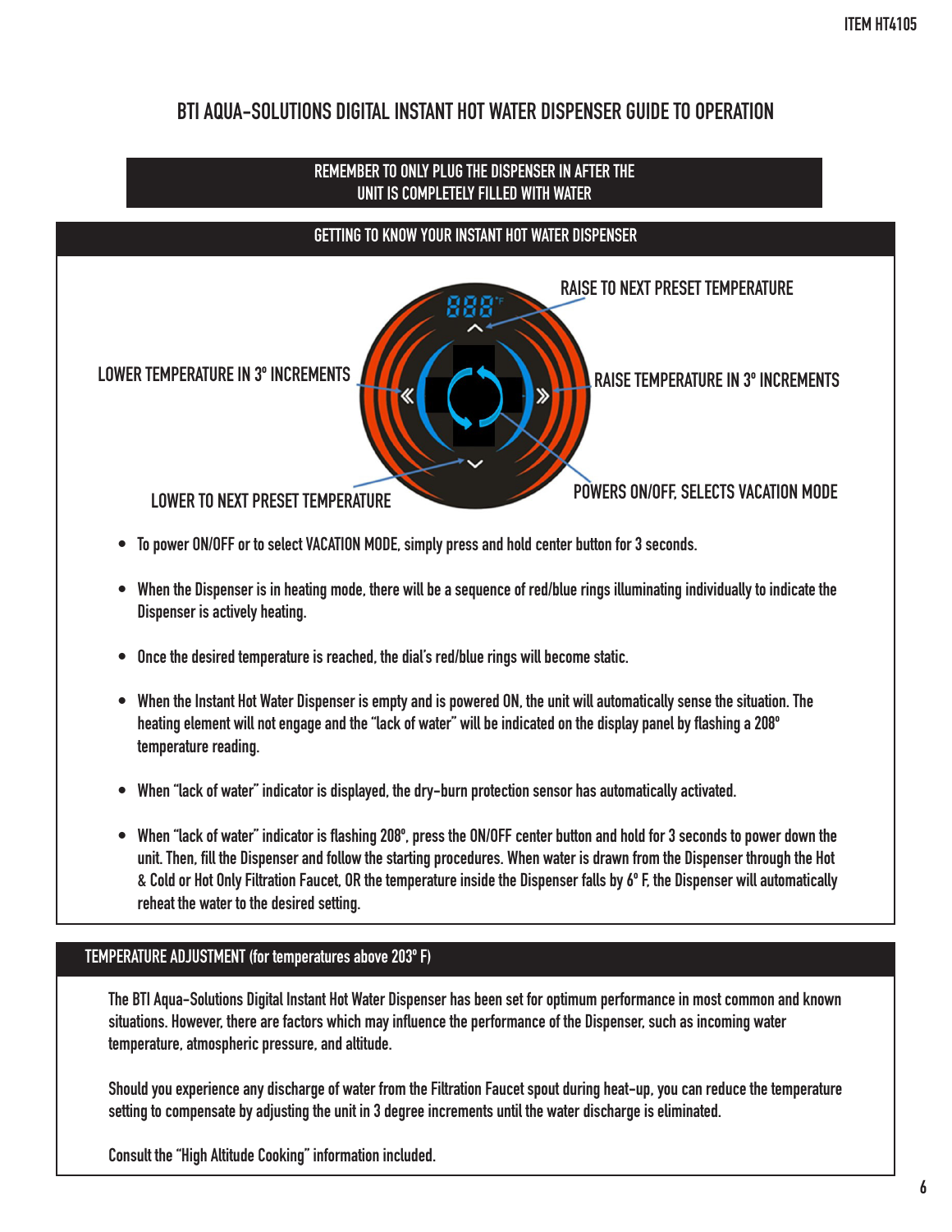# BTI AQUA-SOLUTIONS DIGITAL INSTANT HOT WATER DISPENSER GUIDE TO OPERATION

**REMEMBER TO ONLY PLUG THE DISPENSER IN AFTER THE UNIT IS COMPLETELY FILLED WITH WATER**

## GETTING TO KNOW YOUR INSTANT HOT WATER DISPENSER

RAISE TO NEXT PRESET TEMPERATURE

LOWER TEMPERATURE IN 3° INCREMENTS

RAISE TEMPERATURE IN 3° INCREMENTS

LOWER TO NEXT PRESET TEMPERATURE

POWERS ON/OFF, SELECTS VACATION MODE

- To power ON/OFF or to select VACATION MODE, simply press and hold center button for 3 seconds.
- When the Dispenser is in heating mode, there will be a sequence of red/blue rings illuminating individually to indicate the Dispenser is actively heating.
- Once the desired temperature is reached, the dial's red/blue rings will become static.
- When the Instant Hot Water Dispenser is empty and is powered ON, the unit will automatically sense the situation. The heating element will not engage and the "lack of water" will be indicated on the display panel by flashing a 208° temperature reading.
- When "lack of water" indicator is displayed, the dry-burn protection sensor has automatically activated.
- When "lack of water" indicator is flashing 208°, press the ON/OFF center button and hold for 3 seconds to power down the unit. Then, fill the Dispenser and follow the starting procedures. When water is drawn from the Dispenser through the Hot & Cold or Hot Only Filtration Faucet, OR the temperature inside the Dispenser falls by 6° F, the Dispenser will automatically reheat the water to the desired setting.

## TEMPERATURE ADJUSTMENT (for temperatures above 203° F)

The BTI Aqua-Solutions Digital Instant Hot Water Dispenser has been set for optimum performance in most common and known situations. However, there are factors which may influence the performance of the Dispenser, such as incoming water temperature, atmospheric pressure, and altitude.

Should you experience any discharge of water from the Filtration Faucet spout during heat-up, you can reduce the temperature setting to compensate by adjusting the unit in 3 degree increments until the water discharge is eliminated.

Consult the "High Altitude Cooking" information included.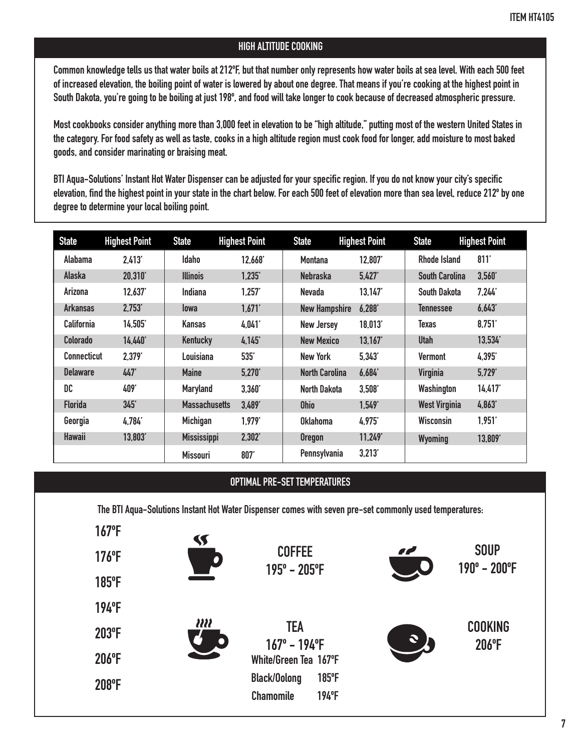## HIGH ALTITUDE COOKING

Common knowledge tells us that water boils at 212ºF, but that number only represents how water boils at sea level. With each 500 feet of increased elevation, the boiling point of water is lowered by about one degree. That means if you're cooking at the highest point in South Dakota, you're going to be boiling at just 198º, and food will take longer to cook because of decreased atmospheric pressure.

Most cookbooks consider anything more than 3,000 feet in elevation to be "high altitude," putting most of the western United States in the category. For food safety as well as taste, cooks in a high altitude region must cook food for longer, add moisture to most baked goods, and consider marinating or braising meat.

BTI Aqua-Solutions' Instant Hot Water Dispenser can be adjusted for your specific region. If you do not know your city's specific elevation, find the highest point in your state in the chart below. For each 500 feet of elevation more than sea level, reduce 212º by one degree to determine your local boiling point.

| State | Highest Point | State | Highest Point | State | Highest Point | State | Highest Point |
|---|---|---|---|---|---|---|---|
| Alabama | 2,413' | Idaho | 12,668' | Montana | 12,807' | Rhode Island | 811' |
| Alaska | 20,310' | Illinois | 1,235' | Nebraska | 5,427' | South Carolina | 3,560' |
| Arizona | 12,637' | Indiana | 1,257' | Nevada | 13,147' | South Dakota | 7,244' |
| Arkansas | 2,753' | Iowa | 1,671' | New Hampshire | 6,288' | Tennessee | 6,643' |
| California | 14,505' | Kansas | 4,041' | New Jersey | 18,013' | Texas | 8,751' |
| Colorado | 14,440' | Kentucky | 4,145' | New Mexico | 13,167' | Utah | 13,534' |
| Connecticut | 2,379' | Louisiana | 535' | New York | 5,343' | Vermont | 4,395' |
| Delaware | 447' | Maine | 5,270' | North Carolina | 6,684' | Virginia | 5,729' |
| DC | 409' | Maryland | 3,360' | North Dakota | 3,508' | Washington | 14,417' |
| Florida | 345' | Massachusetts | 3,489' | Ohio | 1,549' | West Virginia | 4,863' |
| Georgia | 4,784' | Michigan | 1,979' | Oklahoma | 4,975' | Wisconsin | 1,951' |
| Hawaii | 13,803' | Mississippi | 2,302' | Oregon | 11,249' | Wyoming | 13,809' |
| | | Missouri | 807' | Pennsylvania | 3,213' | | |

## OPTIMAL PRE-SET TEMPERATURES

The BTI Aqua-Solutions Instant Hot Water Dispenser comes with seven pre-set commonly used temperatures:

- 167ºF
- 176ºF
- 185ºF
- 194ºF
- 203ºF
- 206ºF
- 208ºF

**COFFEE**
195º - 205ºF

**SOUP**
190º - 200ºF

**TEA**
167º - 194ºF

| | |
|---|---|
| White/Green Tea | 167ºF |
| Black/Oolong | 185ºF |
| Chamomile | 194ºF |

**COOKING**
206ºF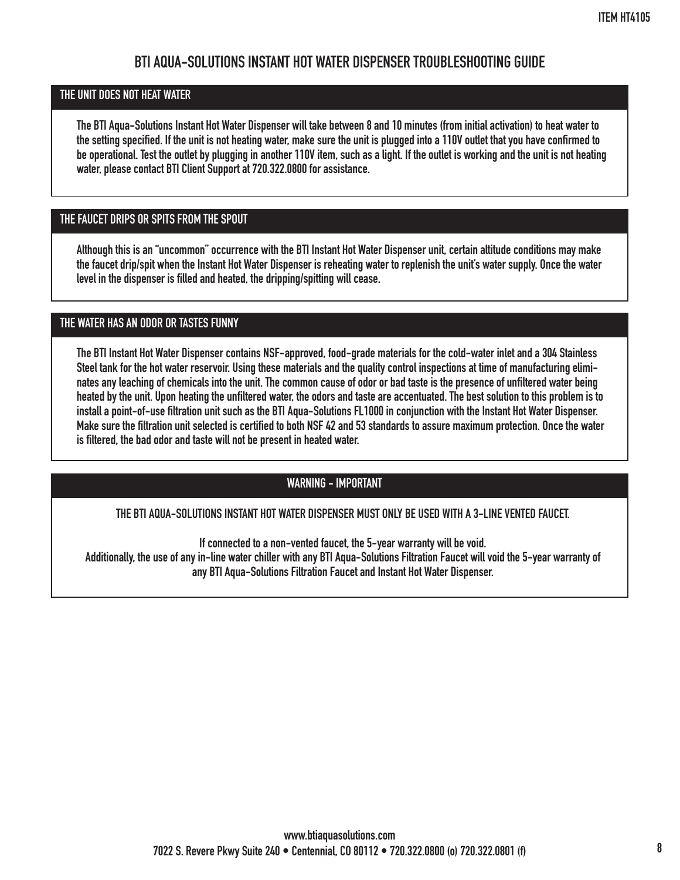# BTI AQUA-SOLUTIONS INSTANT HOT WATER DISPENSER TROUBLESHOOTING GUIDE

## THE UNIT DOES NOT HEAT WATER

The BTI Aqua-Solutions Instant Hot Water Dispenser will take between 8 and 10 minutes (from initial activation) to heat water to the setting specified. If the unit is not heating water, make sure the unit is plugged into a 110V outlet that you have confirmed to be operational. Test the outlet by plugging in another 110V item, such as a light. If the outlet is working and the unit is not heating water, please contact BTI Client Support at 720.322.0800 for assistance.

## THE FAUCET DRIPS OR SPITS FROM THE SPOUT

Although this is an "uncommon" occurrence with the BTI Instant Hot Water Dispenser unit, certain altitude conditions may make the faucet drip/spit when the Instant Hot Water Dispenser is reheating water to replenish the unit's water supply. Once the water level in the dispenser is filled and heated, the dripping/spitting will cease.

## THE WATER HAS AN ODOR OR TASTES FUNNY

The BTI Instant Hot Water Dispenser contains NSF-approved, food-grade materials for the cold-water inlet and a 304 Stainless Steel tank for the hot water reservoir. Using these materials and the quality control inspections at time of manufacturing eliminates any leaching of chemicals into the unit. The common cause of odor or bad taste is the presence of unfiltered water being heated by the unit. Upon heating the unfiltered water, the odors and taste are accentuated. The best solution to this problem is to install a point-of-use filtration unit such as the BTI Aqua-Solutions FL1000 in conjunction with the Instant Hot Water Dispenser. Make sure the filtration unit selected is certified to both NSF 42 and 53 standards to assure maximum protection. Once the water is filtered, the bad odor and taste will not be present in heated water.

## WARNING - IMPORTANT

THE BTI AQUA-SOLUTIONS INSTANT HOT WATER DISPENSER MUST ONLY BE USED WITH A 3-LINE VENTED FAUCET.

If connected to a non-vented faucet, the 5-year warranty will be void.
Additionally, the use of any in-line water chiller with any BTI Aqua-Solutions Filtration Faucet will void the 5-year warranty of any BTI Aqua-Solutions Filtration Faucet and Instant Hot Water Dispenser.